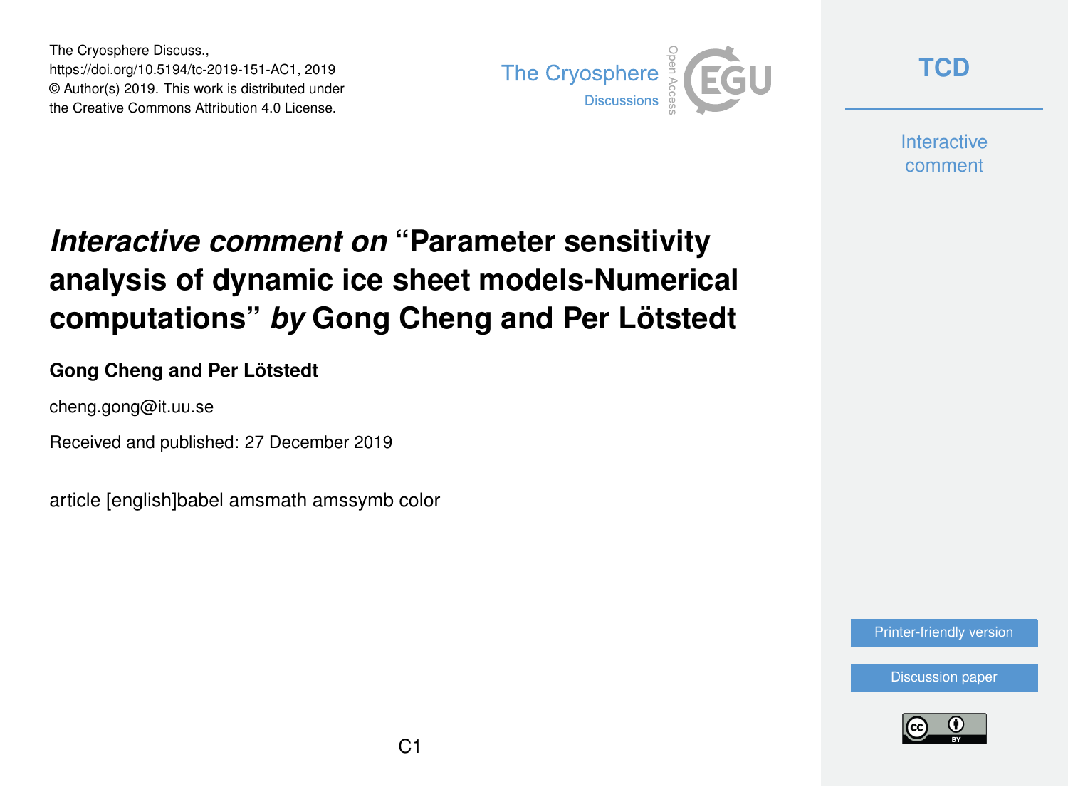The Cryosphere Discuss.,
https://doi.org/10.5194/tc-2019-151-AC1, 2019
© Author(s) 2019. This work is distributed under
the Creative Commons Attribution 4.0 License.

# *Interactive comment on* "Parameter sensitivity analysis of dynamic ice sheet models-Numerical computations" *by* Gong Cheng and Per Lötstedt

**Gong Cheng and Per Lötstedt**

cheng.gong@it.uu.se

Received and published: 27 December 2019

article [english]babel amsmath amssymb color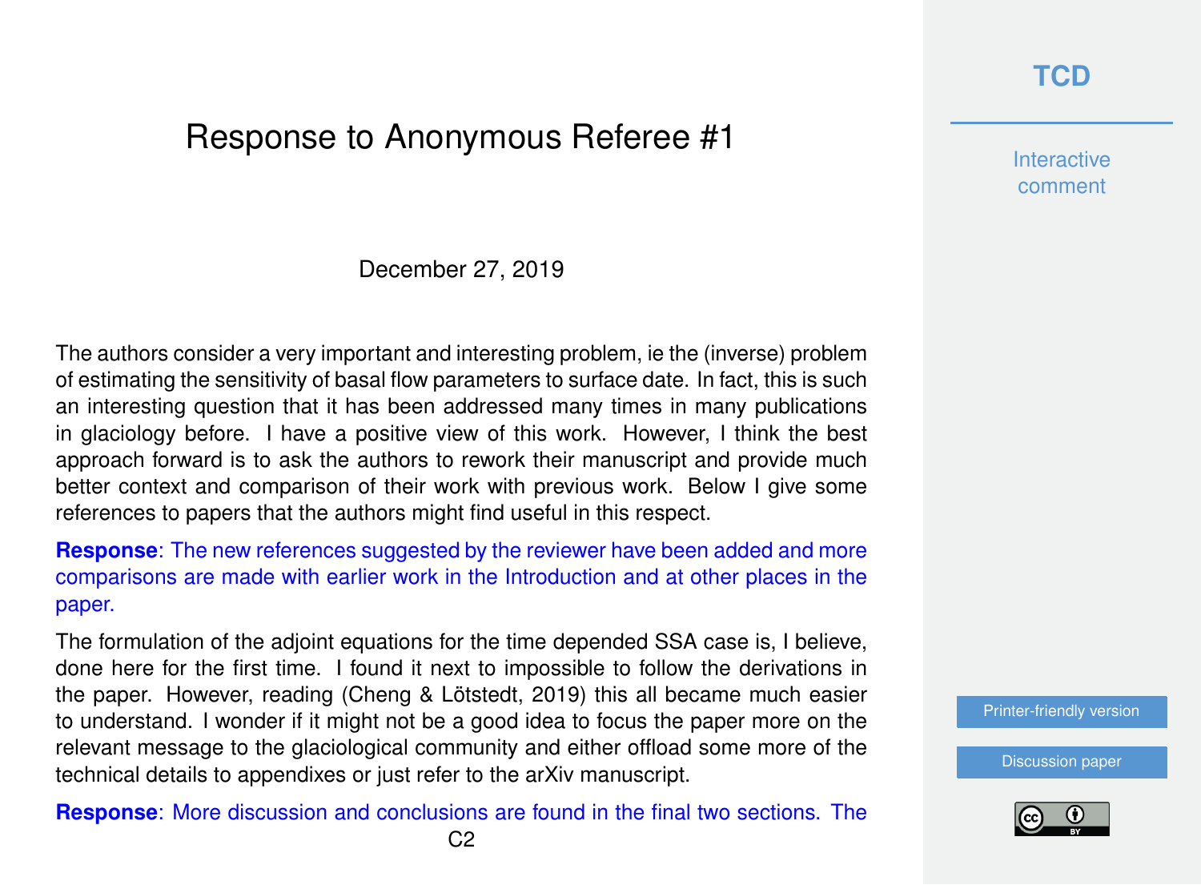# Response to Anonymous Referee #1

December 27, 2019

The authors consider a very important and interesting problem, ie the (inverse) problem of estimating the sensitivity of basal flow parameters to surface date. In fact, this is such an interesting question that it has been addressed many times in many publications in glaciology before. I have a positive view of this work. However, I think the best approach forward is to ask the authors to rework their manuscript and provide much better context and comparison of their work with previous work. Below I give some references to papers that the authors might find useful in this respect.

**Response**: The new references suggested by the reviewer have been added and more comparisons are made with earlier work in the Introduction and at other places in the paper.

The formulation of the adjoint equations for the time depended SSA case is, I believe, done here for the first time. I found it next to impossible to follow the derivations in the paper. However, reading (Cheng & Lötstedt, 2019) this all became much easier to understand. I wonder if it might not be a good idea to focus the paper more on the relevant message to the glaciological community and either offload some more of the technical details to appendixes or just refer to the arXiv manuscript.

**Response**: More discussion and conclusions are found in the final two sections. The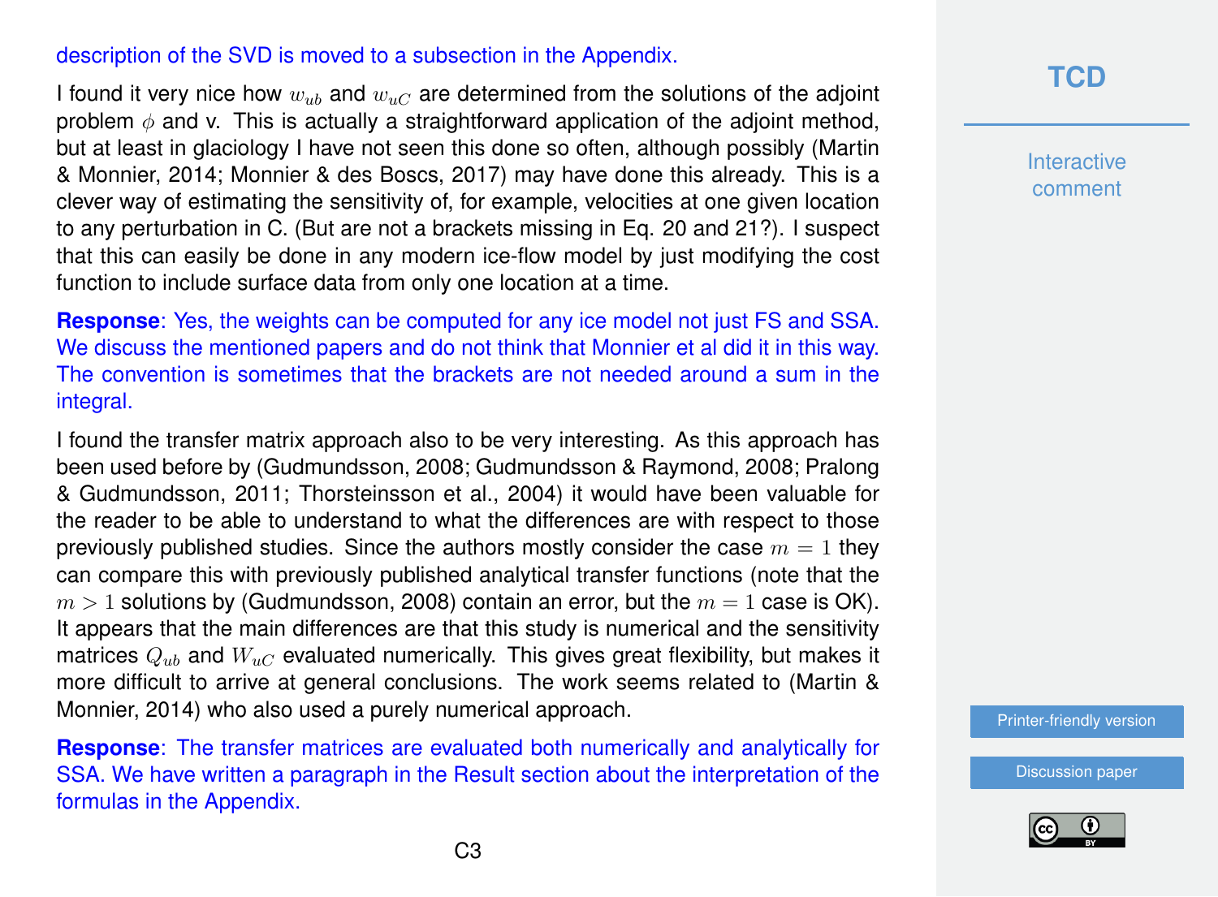description of the SVD is moved to a subsection in the Appendix.

I found it very nice how $w_{ub}$ and $w_{uC}$ are determined from the solutions of the adjoint problem $\phi$ and v. This is actually a straightforward application of the adjoint method, but at least in glaciology I have not seen this done so often, although possibly (Martin & Monnier, 2014; Monnier & des Boscs, 2017) may have done this already. This is a clever way of estimating the sensitivity of, for example, velocities at one given location to any perturbation in C. (But are not a brackets missing in Eq. 20 and 21?). I suspect that this can easily be done in any modern ice-flow model by just modifying the cost function to include surface data from only one location at a time.

**Response**: Yes, the weights can be computed for any ice model not just FS and SSA. We discuss the mentioned papers and do not think that Monnier et al did it in this way. The convention is sometimes that the brackets are not needed around a sum in the integral.

I found the transfer matrix approach also to be very interesting. As this approach has been used before by (Gudmundsson, 2008; Gudmundsson & Raymond, 2008; Pralong & Gudmundsson, 2011; Thorsteinsson et al., 2004) it would have been valuable for the reader to be able to understand to what the differences are with respect to those previously published studies. Since the authors mostly consider the case $m = 1$ they can compare this with previously published analytical transfer functions (note that the $m > 1$ solutions by (Gudmundsson, 2008) contain an error, but the $m = 1$ case is OK). It appears that the main differences are that this study is numerical and the sensitivity matrices $Q_{ub}$ and $W_{uC}$ evaluated numerically. This gives great flexibility, but makes it more difficult to arrive at general conclusions. The work seems related to (Martin & Monnier, 2014) who also used a purely numerical approach.

**Response**: The transfer matrices are evaluated both numerically and analytically for SSA. We have written a paragraph in the Result section about the interpretation of the formulas in the Appendix.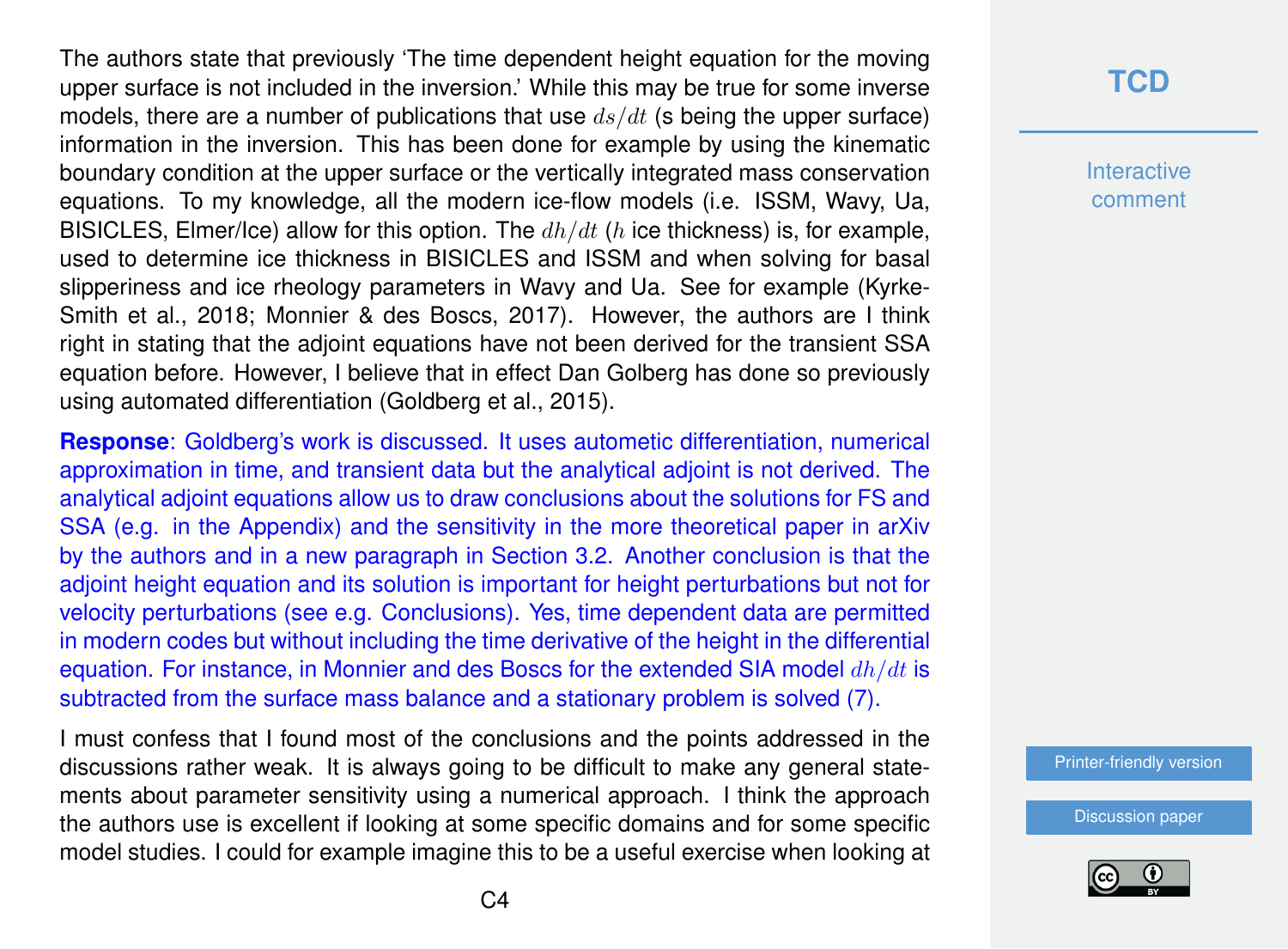The authors state that previously 'The time dependent height equation for the moving upper surface is not included in the inversion.' While this may be true for some inverse models, there are a number of publications that use $ds/dt$ (s being the upper surface) information in the inversion. This has been done for example by using the kinematic boundary condition at the upper surface or the vertically integrated mass conservation equations. To my knowledge, all the modern ice-flow models (i.e. ISSM, Wavy, Ua, BISICLES, Elmer/Ice) allow for this option. The $dh/dt$ ($h$ ice thickness) is, for example, used to determine ice thickness in BISICLES and ISSM and when solving for basal slipperiness and ice rheology parameters in Wavy and Ua. See for example (Kyrke-Smith et al., 2018; Monnier & des Boscs, 2017). However, the authors are I think right in stating that the adjoint equations have not been derived for the transient SSA equation before. However, I believe that in effect Dan Golberg has done so previously using automated differentiation (Goldberg et al., 2015).

**Response**: Goldberg's work is discussed. It uses autometic differentiation, numerical approximation in time, and transient data but the analytical adjoint is not derived. The analytical adjoint equations allow us to draw conclusions about the solutions for FS and SSA (e.g. in the Appendix) and the sensitivity in the more theoretical paper in arXiv by the authors and in a new paragraph in Section 3.2. Another conclusion is that the adjoint height equation and its solution is important for height perturbations but not for velocity perturbations (see e.g. Conclusions). Yes, time dependent data are permitted in modern codes but without including the time derivative of the height in the differential equation. For instance, in Monnier and des Boscs for the extended SIA model $dh/dt$ is subtracted from the surface mass balance and a stationary problem is solved (7).

I must confess that I found most of the conclusions and the points addressed in the discussions rather weak. It is always going to be difficult to make any general statements about parameter sensitivity using a numerical approach. I think the approach the authors use is excellent if looking at some specific domains and for some specific model studies. I could for example imagine this to be a useful exercise when looking at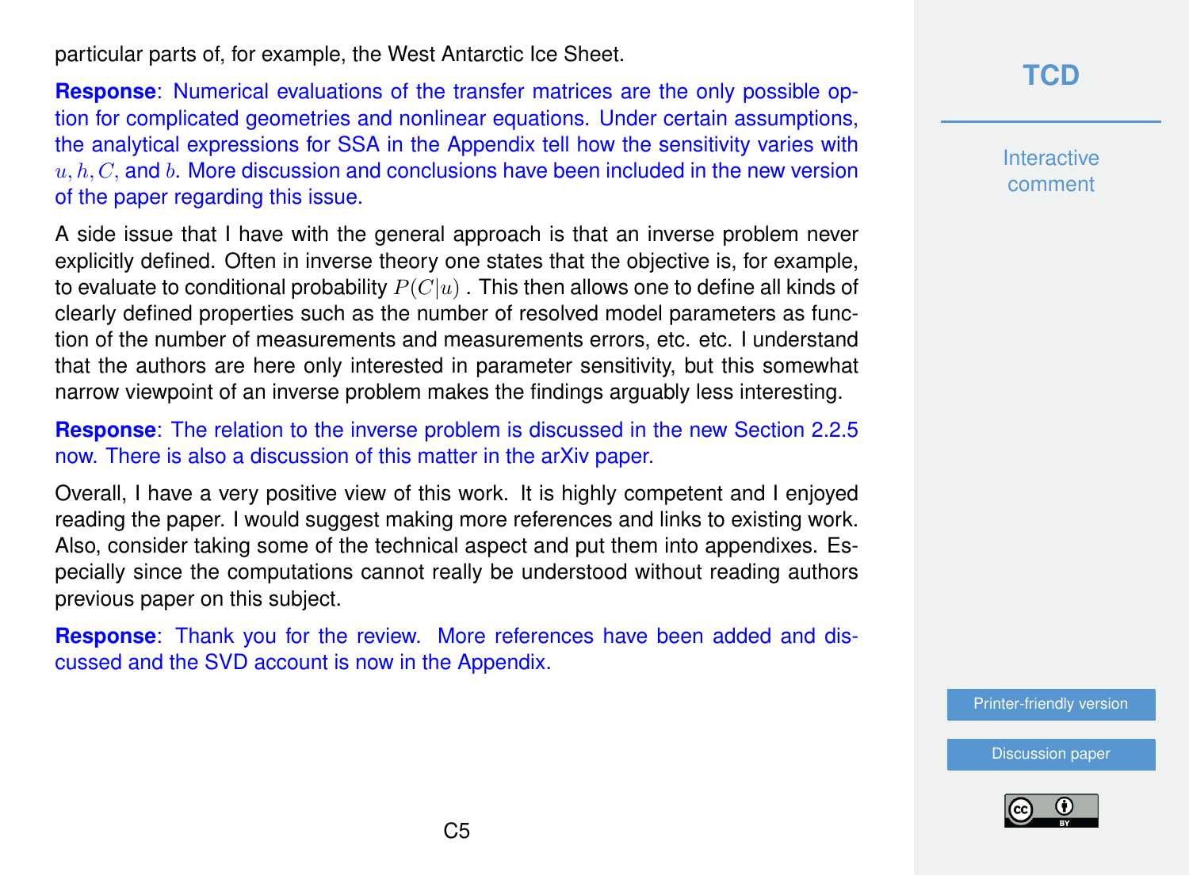particular parts of, for example, the West Antarctic Ice Sheet.

**Response**: Numerical evaluations of the transfer matrices are the only possible option for complicated geometries and nonlinear equations. Under certain assumptions, the analytical expressions for SSA in the Appendix tell how the sensitivity varies with $u, h, C,$ and $b$. More discussion and conclusions have been included in the new version of the paper regarding this issue.

A side issue that I have with the general approach is that an inverse problem never explicitly defined. Often in inverse theory one states that the objective is, for example, to evaluate to conditional probability $P(C|u)$ . This then allows one to define all kinds of clearly defined properties such as the number of resolved model parameters as function of the number of measurements and measurements errors, etc. etc. I understand that the authors are here only interested in parameter sensitivity, but this somewhat narrow viewpoint of an inverse problem makes the findings arguably less interesting.

**Response**: The relation to the inverse problem is discussed in the new Section 2.2.5 now. There is also a discussion of this matter in the arXiv paper.

Overall, I have a very positive view of this work. It is highly competent and I enjoyed reading the paper. I would suggest making more references and links to existing work. Also, consider taking some of the technical aspect and put them into appendixes. Especially since the computations cannot really be understood without reading authors previous paper on this subject.

**Response**: Thank you for the review. More references have been added and discussed and the SVD account is now in the Appendix.